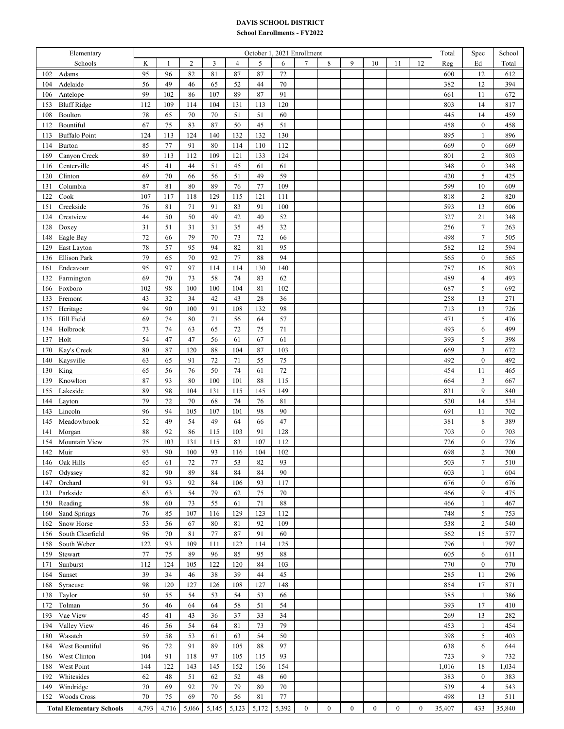# DAVIS SCHOOL DISTRICT

## School Enrollments - FY2022

| Elementary | October 1, 2021 Enrollment | | | | | | | | | | | | | Total | Spec | School |
|---|---|---|---|---|---|---|---|---|---|---|---|---|---|---|---|---|
| Schools | K | 1 | 2 | 3 | 4 | 5 | 6 | 7 | 8 | 9 | 10 | 11 | 12 | Reg | Ed | Total |
| 102 Adams | 95 | 96 | 82 | 81 | 87 | 87 | 72 | | | | | | | 600 | 12 | 612 |
| 104 Adelaide | 56 | 49 | 46 | 65 | 52 | 44 | 70 | | | | | | | 382 | 12 | 394 |
| 106 Antelope | 99 | 102 | 86 | 107 | 89 | 87 | 91 | | | | | | | 661 | 11 | 672 |
| 153 Bluff Ridge | 112 | 109 | 114 | 104 | 131 | 113 | 120 | | | | | | | 803 | 14 | 817 |
| 108 Boulton | 78 | 65 | 70 | 70 | 51 | 51 | 60 | | | | | | | 445 | 14 | 459 |
| 112 Bountiful | 67 | 75 | 83 | 87 | 50 | 45 | 51 | | | | | | | 458 | 0 | 458 |
| 113 Buffalo Point | 124 | 113 | 124 | 140 | 132 | 132 | 130 | | | | | | | 895 | 1 | 896 |
| 114 Burton | 85 | 77 | 91 | 80 | 114 | 110 | 112 | | | | | | | 669 | 0 | 669 |
| 169 Canyon Creek | 89 | 113 | 112 | 109 | 121 | 133 | 124 | | | | | | | 801 | 2 | 803 |
| 116 Centerville | 45 | 41 | 44 | 51 | 45 | 61 | 61 | | | | | | | 348 | 0 | 348 |
| 120 Clinton | 69 | 70 | 66 | 56 | 51 | 49 | 59 | | | | | | | 420 | 5 | 425 |
| 131 Columbia | 87 | 81 | 80 | 89 | 76 | 77 | 109 | | | | | | | 599 | 10 | 609 |
| 122 Cook | 107 | 117 | 118 | 129 | 115 | 121 | 111 | | | | | | | 818 | 2 | 820 |
| 151 Creekside | 76 | 81 | 71 | 91 | 83 | 91 | 100 | | | | | | | 593 | 13 | 606 |
| 124 Crestview | 44 | 50 | 50 | 49 | 42 | 40 | 52 | | | | | | | 327 | 21 | 348 |
| 128 Doxey | 31 | 51 | 31 | 31 | 35 | 45 | 32 | | | | | | | 256 | 7 | 263 |
| 148 Eagle Bay | 72 | 66 | 79 | 70 | 73 | 72 | 66 | | | | | | | 498 | 7 | 505 |
| 129 East Layton | 78 | 57 | 95 | 94 | 82 | 81 | 95 | | | | | | | 582 | 12 | 594 |
| 136 Ellison Park | 79 | 65 | 70 | 92 | 77 | 88 | 94 | | | | | | | 565 | 0 | 565 |
| 161 Endeavour | 95 | 97 | 97 | 114 | 114 | 130 | 140 | | | | | | | 787 | 16 | 803 |
| 132 Farmington | 69 | 70 | 73 | 58 | 74 | 83 | 62 | | | | | | | 489 | 4 | 493 |
| 166 Foxboro | 102 | 98 | 100 | 100 | 104 | 81 | 102 | | | | | | | 687 | 5 | 692 |
| 133 Fremont | 43 | 32 | 34 | 42 | 43 | 28 | 36 | | | | | | | 258 | 13 | 271 |
| 157 Heritage | 94 | 90 | 100 | 91 | 108 | 132 | 98 | | | | | | | 713 | 13 | 726 |
| 135 Hill Field | 69 | 74 | 80 | 71 | 56 | 64 | 57 | | | | | | | 471 | 5 | 476 |
| 134 Holbrook | 73 | 74 | 63 | 65 | 72 | 75 | 71 | | | | | | | 493 | 6 | 499 |
| 137 Holt | 54 | 47 | 47 | 56 | 61 | 67 | 61 | | | | | | | 393 | 5 | 398 |
| 170 Kay's Creek | 80 | 87 | 120 | 88 | 104 | 87 | 103 | | | | | | | 669 | 3 | 672 |
| 140 Kaysville | 63 | 65 | 91 | 72 | 71 | 55 | 75 | | | | | | | 492 | 0 | 492 |
| 130 King | 65 | 56 | 76 | 50 | 74 | 61 | 72 | | | | | | | 454 | 11 | 465 |
| 139 Knowlton | 87 | 93 | 80 | 100 | 101 | 88 | 115 | | | | | | | 664 | 3 | 667 |
| 155 Lakeside | 89 | 98 | 104 | 131 | 115 | 145 | 149 | | | | | | | 831 | 9 | 840 |
| 144 Layton | 79 | 72 | 70 | 68 | 74 | 76 | 81 | | | | | | | 520 | 14 | 534 |
| 143 Lincoln | 96 | 94 | 105 | 107 | 101 | 98 | 90 | | | | | | | 691 | 11 | 702 |
| 145 Meadowbrook | 52 | 49 | 54 | 49 | 64 | 66 | 47 | | | | | | | 381 | 8 | 389 |
| 141 Morgan | 88 | 92 | 86 | 115 | 103 | 91 | 128 | | | | | | | 703 | 0 | 703 |
| 154 Mountain View | 75 | 103 | 131 | 115 | 83 | 107 | 112 | | | | | | | 726 | 0 | 726 |
| 142 Muir | 93 | 90 | 100 | 93 | 116 | 104 | 102 | | | | | | | 698 | 2 | 700 |
| 146 Oak Hills | 65 | 61 | 72 | 77 | 53 | 82 | 93 | | | | | | | 503 | 7 | 510 |
| 167 Odyssey | 82 | 90 | 89 | 84 | 84 | 84 | 90 | | | | | | | 603 | 1 | 604 |
| 147 Orchard | 91 | 93 | 92 | 84 | 106 | 93 | 117 | | | | | | | 676 | 0 | 676 |
| 121 Parkside | 63 | 63 | 54 | 79 | 62 | 75 | 70 | | | | | | | 466 | 9 | 475 |
| 150 Reading | 58 | 60 | 73 | 55 | 61 | 71 | 88 | | | | | | | 466 | 1 | 467 |
| 160 Sand Springs | 76 | 85 | 107 | 116 | 129 | 123 | 112 | | | | | | | 748 | 5 | 753 |
| 162 Snow Horse | 53 | 56 | 67 | 80 | 81 | 92 | 109 | | | | | | | 538 | 2 | 540 |
| 156 South Clearfield | 96 | 70 | 81 | 77 | 87 | 91 | 60 | | | | | | | 562 | 15 | 577 |
| 158 South Weber | 122 | 93 | 109 | 111 | 122 | 114 | 125 | | | | | | | 796 | 1 | 797 |
| 159 Stewart | 77 | 75 | 89 | 96 | 85 | 95 | 88 | | | | | | | 605 | 6 | 611 |
| 171 Sunburst | 112 | 124 | 105 | 122 | 120 | 84 | 103 | | | | | | | 770 | 0 | 770 |
| 164 Sunset | 39 | 34 | 46 | 38 | 39 | 44 | 45 | | | | | | | 285 | 11 | 296 |
| 168 Syracuse | 98 | 120 | 127 | 126 | 108 | 127 | 148 | | | | | | | 854 | 17 | 871 |
| 138 Taylor | 50 | 55 | 54 | 53 | 54 | 53 | 66 | | | | | | | 385 | 1 | 386 |
| 172 Tolman | 56 | 46 | 64 | 64 | 58 | 51 | 54 | | | | | | | 393 | 17 | 410 |
| 193 Vae View | 45 | 41 | 43 | 36 | 37 | 33 | 34 | | | | | | | 269 | 13 | 282 |
| 194 Valley View | 46 | 56 | 54 | 64 | 81 | 73 | 79 | | | | | | | 453 | 1 | 454 |
| 180 Wasatch | 59 | 58 | 53 | 61 | 63 | 54 | 50 | | | | | | | 398 | 5 | 403 |
| 184 West Bountiful | 96 | 72 | 91 | 89 | 105 | 88 | 97 | | | | | | | 638 | 6 | 644 |
| 186 West Clinton | 104 | 91 | 118 | 97 | 105 | 115 | 93 | | | | | | | 723 | 9 | 732 |
| 188 West Point | 144 | 122 | 143 | 145 | 152 | 156 | 154 | | | | | | | 1,016 | 18 | 1,034 |
| 192 Whitesides | 62 | 48 | 51 | 62 | 52 | 48 | 60 | | | | | | | 383 | 0 | 383 |
| 149 Windridge | 70 | 69 | 92 | 79 | 79 | 80 | 70 | | | | | | | 539 | 4 | 543 |
| 152 Woods Cross | 70 | 75 | 69 | 70 | 56 | 81 | 77 | | | | | | | 498 | 13 | 511 |
| **Total Elementary Schools** | 4,793 | 4,716 | 5,066 | 5,145 | 5,123 | 5,172 | 5,392 | 0 | 0 | 0 | 0 | 0 | 0 | 35,407 | 433 | 35,840 |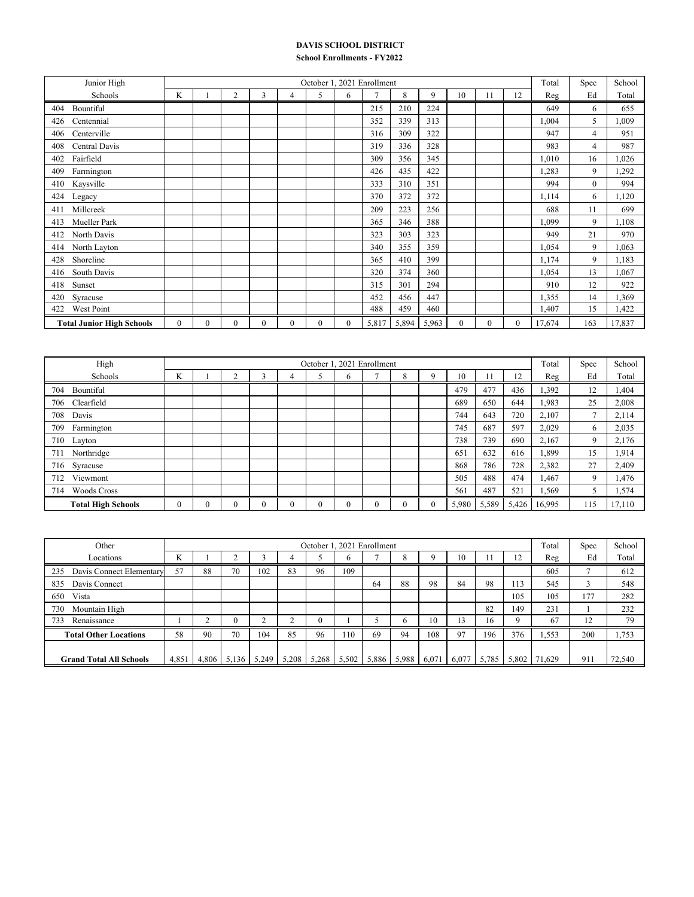**DAVIS SCHOOL DISTRICT**

**School Enrollments - FY2022**

| Junior High | | October 1, 2021 Enrollment | | | | | | | | | | | | | Total | Spec | School |
|---|---|---|---|---|---|---|---|---|---|---|---|---|---|---|---|---|---|
| Schools | | K | 1 | 2 | 3 | 4 | 5 | 6 | 7 | 8 | 9 | 10 | 11 | 12 | Reg | Ed | Total |
| 404 | Bountiful | | | | | | | | 215 | 210 | 224 | | | | 649 | 6 | 655 |
| 426 | Centennial | | | | | | | | 352 | 339 | 313 | | | | 1,004 | 5 | 1,009 |
| 406 | Centerville | | | | | | | | 316 | 309 | 322 | | | | 947 | 4 | 951 |
| 408 | Central Davis | | | | | | | | 319 | 336 | 328 | | | | 983 | 4 | 987 |
| 402 | Fairfield | | | | | | | | 309 | 356 | 345 | | | | 1,010 | 16 | 1,026 |
| 409 | Farmington | | | | | | | | 426 | 435 | 422 | | | | 1,283 | 9 | 1,292 |
| 410 | Kaysville | | | | | | | | 333 | 310 | 351 | | | | 994 | 0 | 994 |
| 424 | Legacy | | | | | | | | 370 | 372 | 372 | | | | 1,114 | 6 | 1,120 |
| 411 | Millcreek | | | | | | | | 209 | 223 | 256 | | | | 688 | 11 | 699 |
| 413 | Mueller Park | | | | | | | | 365 | 346 | 388 | | | | 1,099 | 9 | 1,108 |
| 412 | North Davis | | | | | | | | 323 | 303 | 323 | | | | 949 | 21 | 970 |
| 414 | North Layton | | | | | | | | 340 | 355 | 359 | | | | 1,054 | 9 | 1,063 |
| 428 | Shoreline | | | | | | | | 365 | 410 | 399 | | | | 1,174 | 9 | 1,183 |
| 416 | South Davis | | | | | | | | 320 | 374 | 360 | | | | 1,054 | 13 | 1,067 |
| 418 | Sunset | | | | | | | | 315 | 301 | 294 | | | | 910 | 12 | 922 |
| 420 | Syracuse | | | | | | | | 452 | 456 | 447 | | | | 1,355 | 14 | 1,369 |
| 422 | West Point | | | | | | | | 488 | 459 | 460 | | | | 1,407 | 15 | 1,422 |
| **Total Junior High Schools** | | 0 | 0 | 0 | 0 | 0 | 0 | 0 | 5,817 | 5,894 | 5,963 | 0 | 0 | 0 | 17,674 | 163 | 17,837 |

| High | | October 1, 2021 Enrollment | | | | | | | | | | | | | Total | Spec | School |
|---|---|---|---|---|---|---|---|---|---|---|---|---|---|---|---|---|---|
| Schools | | K | 1 | 2 | 3 | 4 | 5 | 6 | 7 | 8 | 9 | 10 | 11 | 12 | Reg | Ed | Total |
| 704 | Bountiful | | | | | | | | | | | 479 | 477 | 436 | 1,392 | 12 | 1,404 |
| 706 | Clearfield | | | | | | | | | | | 689 | 650 | 644 | 1,983 | 25 | 2,008 |
| 708 | Davis | | | | | | | | | | | 744 | 643 | 720 | 2,107 | 7 | 2,114 |
| 709 | Farmington | | | | | | | | | | | 745 | 687 | 597 | 2,029 | 6 | 2,035 |
| 710 | Layton | | | | | | | | | | | 738 | 739 | 690 | 2,167 | 9 | 2,176 |
| 711 | Northridge | | | | | | | | | | | 651 | 632 | 616 | 1,899 | 15 | 1,914 |
| 716 | Syracuse | | | | | | | | | | | 868 | 786 | 728 | 2,382 | 27 | 2,409 |
| 712 | Viewmont | | | | | | | | | | | 505 | 488 | 474 | 1,467 | 9 | 1,476 |
| 714 | Woods Cross | | | | | | | | | | | 561 | 487 | 521 | 1,569 | 5 | 1,574 |
| **Total High Schools** | | 0 | 0 | 0 | 0 | 0 | 0 | 0 | 0 | 0 | 0 | 5,980 | 5,589 | 5,426 | 16,995 | 115 | 17,110 |

| Other | | October 1, 2021 Enrollment | | | | | | | | | | | | | Total | Spec | School |
|---|---|---|---|---|---|---|---|---|---|---|---|---|---|---|---|---|---|
| Locations | | K | 1 | 2 | 3 | 4 | 5 | 6 | 7 | 8 | 9 | 10 | 11 | 12 | Reg | Ed | Total |
| 235 | Davis Connect Elementary | 57 | 88 | 70 | 102 | 83 | 96 | 109 | | | | | | | 605 | 7 | 612 |
| 835 | Davis Connect | | | | | | | | 64 | 88 | 98 | 84 | 98 | 113 | 545 | 3 | 548 |
| 650 | Vista | | | | | | | | | | | | | 105 | 105 | 177 | 282 |
| 730 | Mountain High | | | | | | | | | | | | 82 | 149 | 231 | 1 | 232 |
| 733 | Renaissance | 1 | 2 | 0 | 2 | 2 | 0 | 1 | 5 | 6 | 10 | 13 | 16 | 9 | 67 | 12 | 79 |
| **Total Other Locations** | | 58 | 90 | 70 | 104 | 85 | 96 | 110 | 69 | 94 | 108 | 97 | 196 | 376 | 1,553 | 200 | 1,753 |
| **Grand Total All Schools** | | 4,851 | 4,806 | 5,136 | 5,249 | 5,208 | 5,268 | 5,502 | 5,886 | 5,988 | 6,071 | 6,077 | 5,785 | 5,802 | 71,629 | 911 | 72,540 |